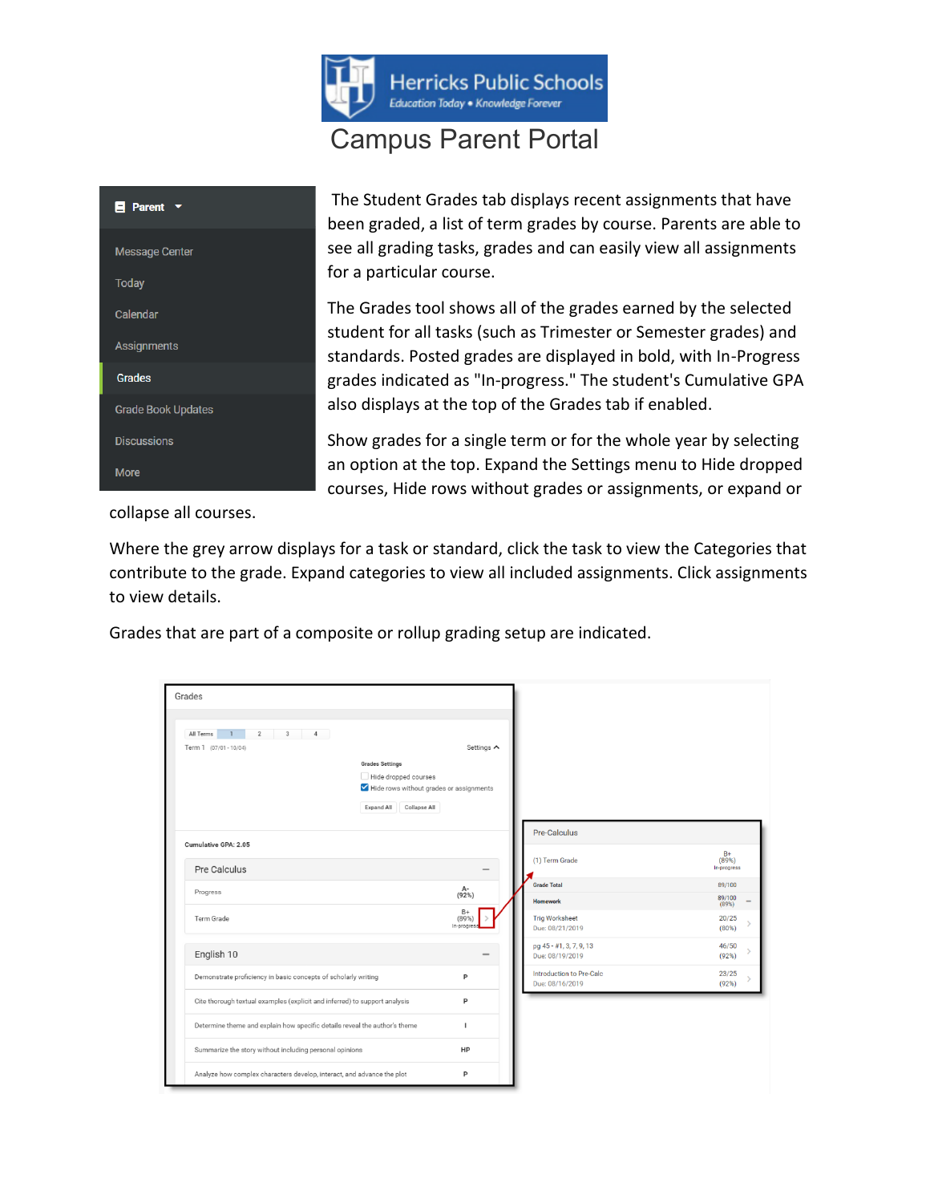# Herricks Public Schools

*Education Today • Knowledge Forever*

## Campus Parent Portal

The Student Grades tab displays recent assignments that have been graded, a list of term grades by course. Parents are able to see all grading tasks, grades and can easily view all assignments for a particular course.

The Grades tool shows all of the grades earned by the selected student for all tasks (such as Trimester or Semester grades) and standards. Posted grades are displayed in bold, with In-Progress grades indicated as "In-progress." The student's Cumulative GPA also displays at the top of the Grades tab if enabled.

Show grades for a single term or for the whole year by selecting an option at the top. Expand the Settings menu to Hide dropped courses, Hide rows without grades or assignments, or expand or collapse all courses.

Where the grey arrow displays for a task or standard, click the task to view the Categories that contribute to the grade. Expand categories to view all included assignments. Click assignments to view details.

Grades that are part of a composite or rollup grading setup are indicated.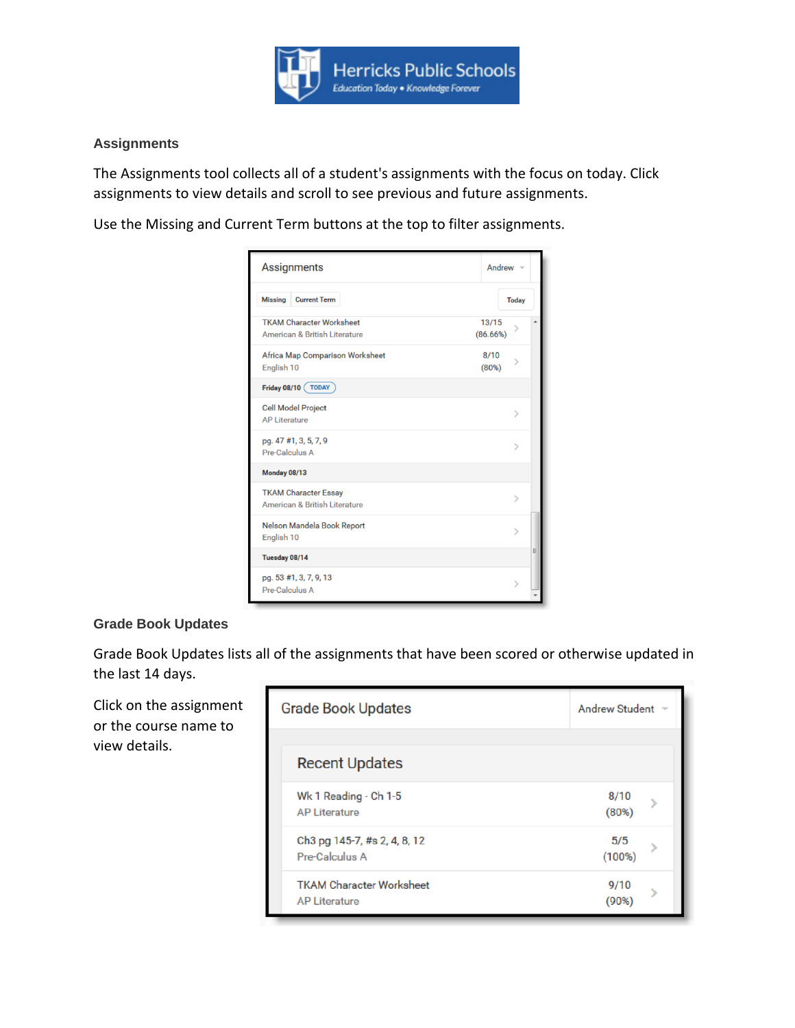## Assignments

The Assignments tool collects all of a student's assignments with the focus on today. Click assignments to view details and scroll to see previous and future assignments.

Use the Missing and Current Term buttons at the top to filter assignments.

## Grade Book Updates

Grade Book Updates lists all of the assignments that have been scored or otherwise updated in the last 14 days.

Click on the assignment or the course name to view details.